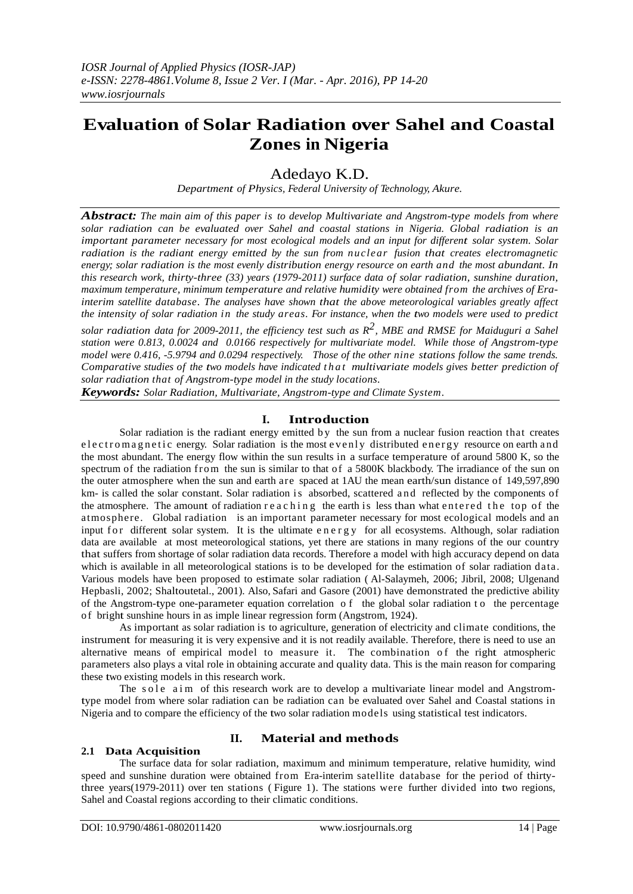# Evaluation of Solar Radiation over Sahel and Coastal Zones in Nigeria

Adedayo K.D.

*Department of Physics, Federal University of Technology, Akure.*

***Abstract:*** *The main aim of this paper is to develop Multivariate and Angstrom-type models from where solar radiation can be evaluated over Sahel and coastal stations in Nigeria. Global radiation is an important parameter necessary for most ecological models and an input for different solar system. Solar radiation is the radiant energy emitted by the sun from nuclear fusion that creates electromagnetic energy; solar radiation is the most evenly distribution energy resource on earth and the most abundant. In this research work, thirty-three (33) years (1979-2011) surface data of solar radiation, sunshine duration, maximum temperature, minimum temperature and relative humidity were obtained from the archives of Era-interim satellite database. The analyses have shown that the above meteorological variables greatly affect the intensity of solar radiation in the study areas. For instance, when the two models were used to predict solar radiation data for 2009-2011, the efficiency test such as $R^2$, MBE and RMSE for Maiduguri a Sahel station were 0.813, 0.0024 and 0.0166 respectively for multivariate model. While those of Angstrom-type model were 0.416, -5.9794 and 0.0294 respectively. Those of the other nine stations follow the same trends. Comparative studies of the two models have indicated that multivariate models gives better prediction of solar radiation that of Angstrom-type model in the study locations.*

***Keywords:*** *Solar Radiation, Multivariate, Angstrom-type and Climate System.*

## I. Introduction

Solar radiation is the radiant energy emitted by the sun from a nuclear fusion reaction that creates electromagnetic energy. Solar radiation is the most evenly distributed energy resource on earth and the most abundant. The energy flow within the sun results in a surface temperature of around 5800 K, so the spectrum of the radiation from the sun is similar to that of a 5800K blackbody. The irradiance of the sun on the outer atmosphere when the sun and earth are spaced at 1AU the mean earth/sun distance of 149,597,890 km- is called the solar constant. Solar radiation is absorbed, scattered and reflected by the components of the atmosphere. The amount of radiation reaching the earth is less than what entered the top of the atmosphere. Global radiation is an important parameter necessary for most ecological models and an input for different solar system. It is the ultimate energy for all ecosystems. Although, solar radiation data are available at most meteorological stations, yet there are stations in many regions of the our country that suffers from shortage of solar radiation data records. Therefore a model with high accuracy depend on data which is available in all meteorological stations is to be developed for the estimation of solar radiation data. Various models have been proposed to estimate solar radiation ( Al-Salaymeh, 2006; Jibril, 2008; Ulgenand Hepbasli, 2002; Shaltoutetal., 2001). Also, Safari and Gasore (2001) have demonstrated the predictive ability of the Angstrom-type one-parameter equation correlation of the global solar radiation to the percentage of bright sunshine hours in as imple linear regression form (Angstrom, 1924).

As important as solar radiation is to agriculture, generation of electricity and climate conditions, the instrument for measuring it is very expensive and it is not readily available. Therefore, there is need to use an alternative means of empirical model to measure it. The combination of the right atmospheric parameters also plays a vital role in obtaining accurate and quality data. This is the main reason for comparing these two existing models in this research work.

The sole aim of this research work are to develop a multivariate linear model and Angstrom-type model from where solar radiation can be radiation can be evaluated over Sahel and Coastal stations in Nigeria and to compare the efficiency of the two solar radiation models using statistical test indicators.

## II. Material and methods

### 2.1 Data Acquisition

The surface data for solar radiation, maximum and minimum temperature, relative humidity, wind speed and sunshine duration were obtained from Era-interim satellite database for the period of thirty-three years(1979-2011) over ten stations ( Figure 1). The stations were further divided into two regions, Sahel and Coastal regions according to their climatic conditions.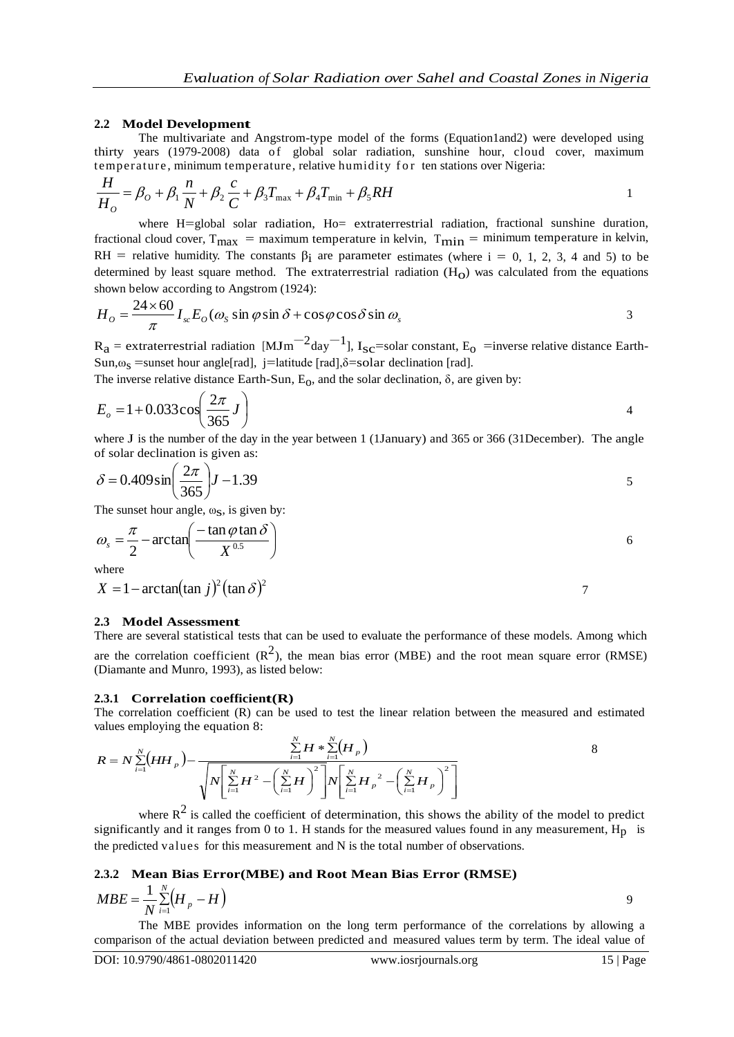### 2.2 Model Development

The multivariate and Angstrom-type model of the forms (Equation1and2) were developed using thirty years (1979-2008) data of global solar radiation, sunshine hour, cloud cover, maximum temperature, minimum temperature, relative humidity for ten stations over Nigeria:

$$\frac{H}{H_O} = \beta_O + \beta_1 \frac{n}{N} + \beta_2 \frac{c}{C} + \beta_3 T_{\max} + \beta_4 T_{\min} + \beta_5 RH \tag{1}$$

where H=global solar radiation, Ho= extraterrestrial radiation, fractional sunshine duration, fractional cloud cover, $T_{max}$ = maximum temperature in kelvin, $T_{min}$ = minimum temperature in kelvin, RH = relative humidity. The constants $\beta_i$ are parameter estimates (where i = 0, 1, 2, 3, 4 and 5) to be determined by least square method. The extraterrestrial radiation ($H_O$) was calculated from the equations shown below according to Angstrom (1924):

$$H_O = \frac{24 \times 60}{\pi} I_{sc} E_O (\omega_S \sin\varphi \sin\delta + \cos\varphi \cos\delta \sin\omega_s) \tag{3}$$

$R_a$ = extraterrestrial radiation [$MJm^{-2}day^{-1}$], $I_{SC}$=solar constant, $E_O$ =inverse relative distance Earth-Sun,$\omega_s$ =sunset hour angle[rad], j=latitude [rad],$\delta$=solar declination [rad].

The inverse relative distance Earth-Sun, $E_O$, and the solar declination, $\delta$, are given by:

$$E_o = 1 + 0.033\cos\left(\frac{2\pi}{365} J\right) \tag{4}$$

where J is the number of the day in the year between 1 (1January) and 365 or 366 (31December). The angle of solar declination is given as:

$$\delta = 0.409\sin\left(\frac{2\pi}{365}\right) J - 1.39 \tag{5}$$

The sunset hour angle, $\omega_S$, is given by:

$$\omega_s = \frac{\pi}{2} - \arctan\left(\frac{-\tan\varphi \tan\delta}{X^{0.5}}\right) \tag{6}$$

where

$$X = 1 - \arctan(\tan j)^2 (\tan\delta)^2 \tag{7}$$

### 2.3 Model Assessment

There are several statistical tests that can be used to evaluate the performance of these models. Among which are the correlation coefficient ($R^2$), the mean bias error (MBE) and the root mean square error (RMSE) (Diamante and Munro, 1993), as listed below:

#### 2.3.1 Correlation coefficient(R)

The correlation coefficient (R) can be used to test the linear relation between the measured and estimated values employing the equation 8:

$$R = N \sum_{i=1}^{N} (HH_p) - \frac{\sum_{i=1}^{N} H * \sum_{i=1}^{N} (H_p)}{\sqrt{N\left[\sum_{i=1}^{N} H^2 - \left(\sum_{i=1}^{N} H\right)^2\right] N\left[\sum_{i=1}^{N} H_p{}^2 - \left(\sum_{i=1}^{N} H_p\right)^2\right]}} \tag{8}$$

where $R^2$ is called the coefficient of determination, this shows the ability of the model to predict significantly and it ranges from 0 to 1. H stands for the measured values found in any measurement, $H_p$ is the predicted values for this measurement and N is the total number of observations.

#### 2.3.2 Mean Bias Error(MBE) and Root Mean Bias Error (RMSE)

$$MBE = \frac{1}{N} \sum_{i=1}^{N} (H_p - H) \tag{9}$$

The MBE provides information on the long term performance of the correlations by allowing a comparison of the actual deviation between predicted and measured values term by term. The ideal value of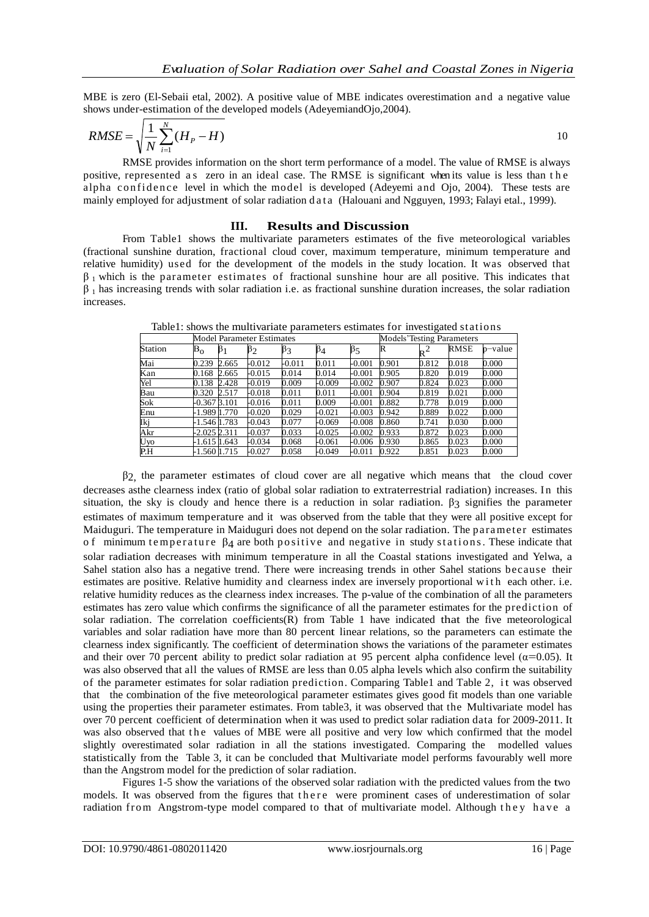MBE is zero (El-Sebaii etal, 2002). A positive value of MBE indicates overestimation and a negative value shows under-estimation of the developed models (AdeyemiandOjo,2004).

$$RMSE = \sqrt{\frac{1}{N}\sum_{i=1}^{N}(H_P - H)} \quad 10$$

RMSE provides information on the short term performance of a model. The value of RMSE is always positive, represented as zero in an ideal case. The RMSE is significant when its value is less than the alpha confidence level in which the model is developed (Adeyemi and Ojo, 2004). These tests are mainly employed for adjustment of solar radiation data (Halouani and Ngguyen, 1993; Falayi etal., 1999).

## III. Results and Discussion

From Table1 shows the multivariate parameters estimates of the five meteorological variables (fractional sunshine duration, fractional cloud cover, maximum temperature, minimum temperature and relative humidity) used for the development of the models in the study location. It was observed that $\beta_1$ which is the parameter estimates of fractional sunshine hour are all positive. This indicates that $\beta_1$ has increasing trends with solar radiation i.e. as fractional sunshine duration increases, the solar radiation increases.

Table1: shows the multivariate parameters estimates for investigated stations

| | Model Parameter Estimates | | | | | | Models'Testing Parameters | | | |
|---|---|---|---|---|---|---|---|---|---|---|
| Station | $B_0$ | $\beta_1$ | $\beta_2$ | $\beta_3$ | $\beta_4$ | $\beta_5$ | R | $R^2$ | RMSE | p−value |
| Mai | 0.239 | 2.665 | -0.012 | -0.011 | 0.011 | -0.001 | 0.901 | 0.812 | 0.018 | 0.000 |
| Kan | 0.168 | 2.665 | -0.015 | 0.014 | 0.014 | -0.001 | 0.905 | 0.820 | 0.019 | 0.000 |
| Yel | 0.138 | 2.428 | -0.019 | 0.009 | -0.009 | -0.002 | 0.907 | 0.824 | 0.023 | 0.000 |
| Bau | 0.320 | 2.517 | -0.018 | 0.011 | 0.011 | -0.001 | 0.904 | 0.819 | 0.021 | 0.000 |
| Sok | -0.367 | 3.101 | -0.016 | 0.011 | 0.009 | -0.001 | 0.882 | 0.778 | 0.019 | 0.000 |
| Enu | -1.989 | 1.770 | -0.020 | 0.029 | -0.021 | -0.003 | 0.942 | 0.889 | 0.022 | 0.000 |
| Ikj | -1.546 | 1.783 | -0.043 | 0.077 | -0.069 | -0.008 | 0.860 | 0.741 | 0.030 | 0.000 |
| Akr | -2.025 | 2.311 | -0.037 | 0.033 | -0.025 | -0.002 | 0.933 | 0.872 | 0.023 | 0.000 |
| Uyo | -1.615 | 1.643 | -0.034 | 0.068 | -0.061 | -0.006 | 0.930 | 0.865 | 0.023 | 0.000 |
| P.H | -1.560 | 1.715 | -0.027 | 0.058 | -0.049 | -0.011 | 0.922 | 0.851 | 0.023 | 0.000 |

$\beta_2$, the parameter estimates of cloud cover are all negative which means that the cloud cover decreases asthe clearness index (ratio of global solar radiation to extraterrestrial radiation) increases. In this situation, the sky is cloudy and hence there is a reduction in solar radiation. $\beta_3$ signifies the parameter estimates of maximum temperature and it was observed from the table that they were all positive except for Maiduguri. The temperature in Maiduguri does not depend on the solar radiation. The parameter estimates of minimum temperature $\beta_4$ are both positive and negative in study stations. These indicate that solar radiation decreases with minimum temperature in all the Coastal stations investigated and Yelwa, a Sahel station also has a negative trend. There were increasing trends in other Sahel stations because their estimates are positive. Relative humidity and clearness index are inversely proportional with each other. i.e. relative humidity reduces as the clearness index increases. The p-value of the combination of all the parameters estimates has zero value which confirms the significance of all the parameter estimates for the prediction of solar radiation. The correlation coefficients(R) from Table 1 have indicated that the five meteorological variables and solar radiation have more than 80 percent linear relations, so the parameters can estimate the clearness index significantly. The coefficient of determination shows the variations of the parameter estimates and their over 70 percent ability to predict solar radiation at 95 percent alpha confidence level ($\alpha$=0.05). It was also observed that all the values of RMSE are less than 0.05 alpha levels which also confirm the suitability of the parameter estimates for solar radiation prediction. Comparing Table1 and Table 2, it was observed that the combination of the five meteorological parameter estimates gives good fit models than one variable using the properties their parameter estimates. From table3, it was observed that the Multivariate model has over 70 percent coefficient of determination when it was used to predict solar radiation data for 2009-2011. It was also observed that the values of MBE were all positive and very low which confirmed that the model slightly overestimated solar radiation in all the stations investigated. Comparing the modelled values statistically from the Table 3, it can be concluded that Multivariate model performs favourably well more than the Angstrom model for the prediction of solar radiation.

Figures 1-5 show the variations of the observed solar radiation with the predicted values from the two models. It was observed from the figures that there were prominent cases of underestimation of solar radiation from Angstrom-type model compared to that of multivariate model. Although they have a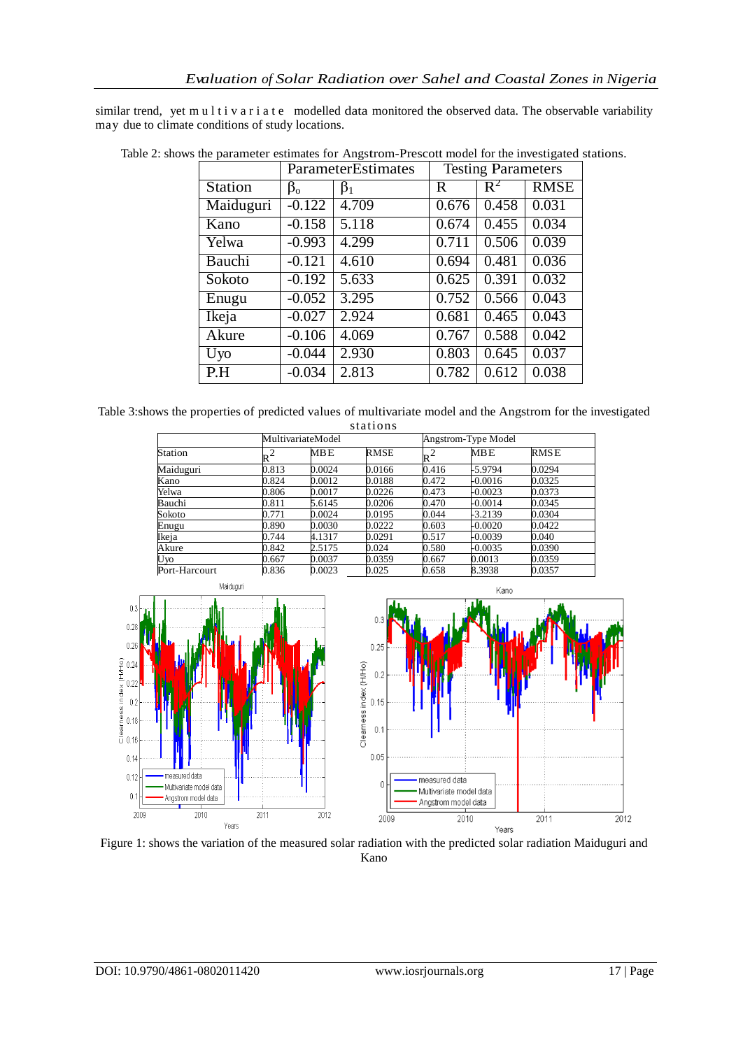similar trend, yet multivariate modelled data monitored the observed data. The observable variability may due to climate conditions of study locations.

Table 2: shows the parameter estimates for Angstrom-Prescott model for the investigated stations.

| | ParameterEstimates | | Testing Parameters | | |
|---|---|---|---|---|---|
| Station | $\beta_o$ | $\beta_1$ | R | $R^2$ | RMSE |
| Maiduguri | -0.122 | 4.709 | 0.676 | 0.458 | 0.031 |
| Kano | -0.158 | 5.118 | 0.674 | 0.455 | 0.034 |
| Yelwa | -0.993 | 4.299 | 0.711 | 0.506 | 0.039 |
| Bauchi | -0.121 | 4.610 | 0.694 | 0.481 | 0.036 |
| Sokoto | -0.192 | 5.633 | 0.625 | 0.391 | 0.032 |
| Enugu | -0.052 | 3.295 | 0.752 | 0.566 | 0.043 |
| Ikeja | -0.027 | 2.924 | 0.681 | 0.465 | 0.043 |
| Akure | -0.106 | 4.069 | 0.767 | 0.588 | 0.042 |
| Uyo | -0.044 | 2.930 | 0.803 | 0.645 | 0.037 |
| P.H | -0.034 | 2.813 | 0.782 | 0.612 | 0.038 |

Table 3:shows the properties of predicted values of multivariate model and the Angstrom for the investigated stations

| | MultivariateModel | | | Angstrom-Type Model | | |
|---|---|---|---|---|---|---|
| Station | $R^2$ | MBE | RMSE | $R^2$ | MBE | RMSE |
| Maiduguri | 0.813 | 0.0024 | 0.0166 | 0.416 | -5.9794 | 0.0294 |
| Kano | 0.824 | 0.0012 | 0.0188 | 0.472 | -0.0016 | 0.0325 |
| Yelwa | 0.806 | 0.0017 | 0.0226 | 0.473 | -0.0023 | 0.0373 |
| Bauchi | 0.811 | 5.6145 | 0.0206 | 0.470 | -0.0014 | 0.0345 |
| Sokoto | 0.771 | 0.0024 | 0.0195 | 0.044 | -3.2139 | 0.0304 |
| Enugu | 0.890 | 0.0030 | 0.0222 | 0.603 | -0.0020 | 0.0422 |
| Ikeja | 0.744 | 4.1317 | 0.0291 | 0.517 | -0.0039 | 0.040 |
| Akure | 0.842 | 2.5175 | 0.024 | 0.580 | -0.0035 | 0.0390 |
| Uyo | 0.667 | 0.0037 | 0.0359 | 0.667 | 0.0013 | 0.0359 |
| Port-Harcourt | 0.836 | 0.0023 | 0.025 | 0.658 | 8.3938 | 0.0357 |

Maiduguri

Clearness index (H/Ho)

0.3
0.28
0.26
0.24
0.22
0.2
0.18
0.16
0.14
0.12
0.1

measured data
Multivariate model data
Angstrom model data

2009 2010 2011 2012

Years

Kano

Clearness index (H/Ho)

0.3
0.25
0.2
0.15
0.1
0.05
0

measured data
Multivariate model data
Angstrom model data

2009 2010 2011 2012

Years

Figure 1: shows the variation of the measured solar radiation with the predicted solar radiation Maiduguri and Kano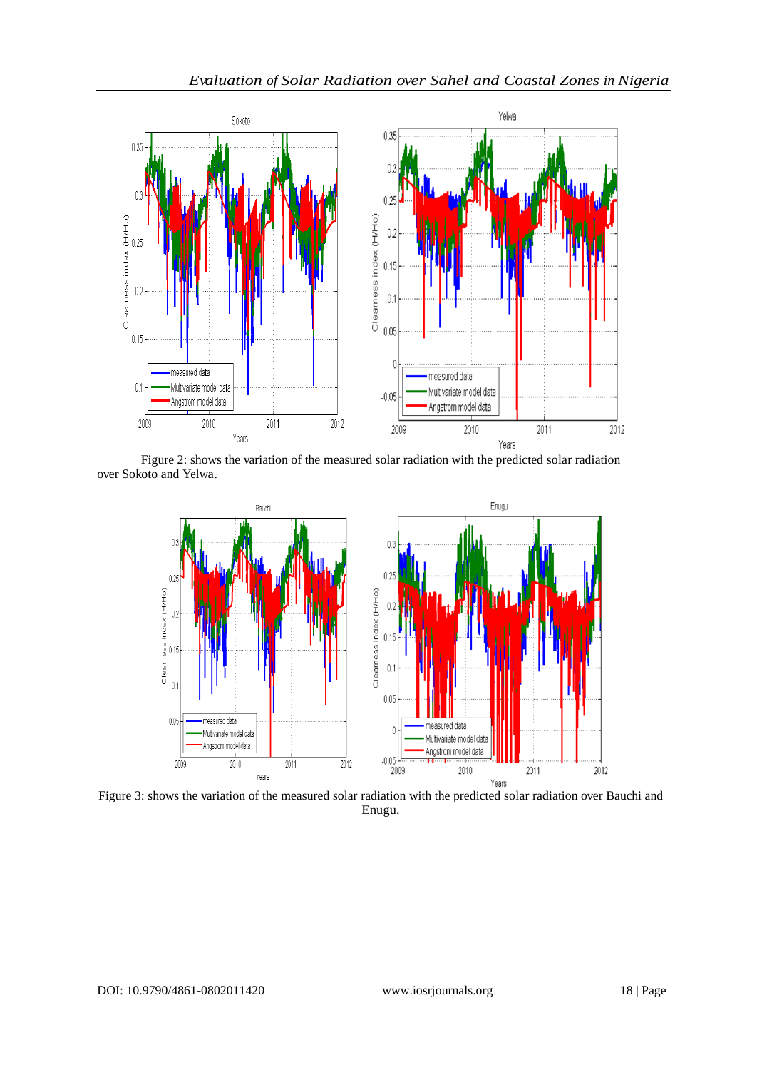Sokoto

Clearness index (H/Ho)

0.35
0.3
0.25
0.2
0.15
0.1

2009 2010 2011 2012

Years

measured data
Multivariate model data
Angstrom model data

Yelwa

Clearness index (H/Ho)

0.35
0.3
0.25
0.2
0.15
0.1
0.05
0
-0.05

2009 2010 2011 2012

Years

measured data
Multivariate model data
Angstrom model data

Figure 2: shows the variation of the measured solar radiation with the predicted solar radiation over Sokoto and Yelwa.

Bauchi

Clearness index (H/Ho)

0.3
0.25
0.2
0.15
0.1
0.05

2009 2010 2011 2012

Years

measured data
Multivariate model data
Angstrom model data

Enugu

Clearness index (H/Ho)

0.3
0.25
0.2
0.15
0.1
0.05
0
-0.05

2009 2010 2011 2012

Years

measured data
Multivariate model data
Angstrom model data

Figure 3: shows the variation of the measured solar radiation with the predicted solar radiation over Bauchi and Enugu.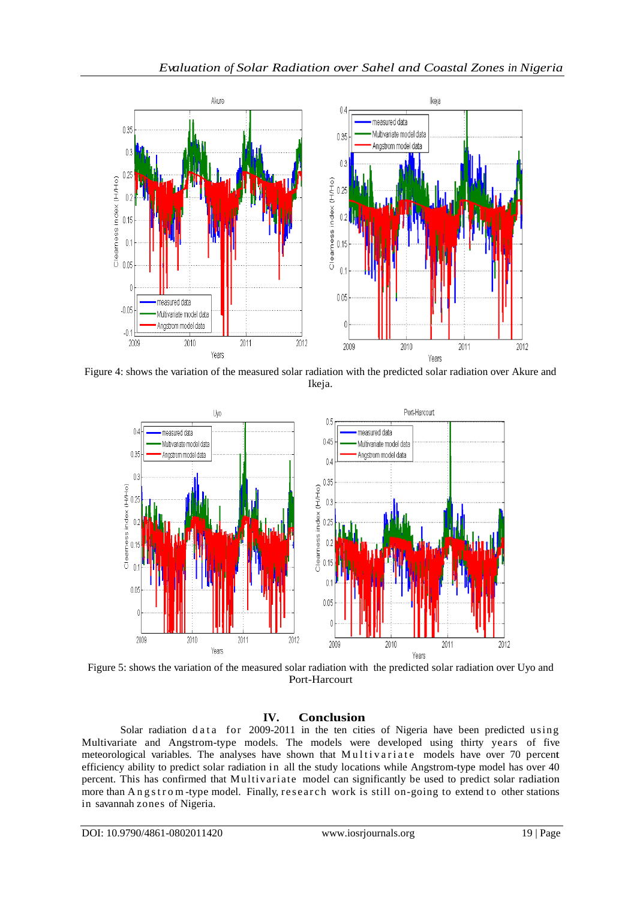Figure 4: shows the variation of the measured solar radiation with the predicted solar radiation over Akure and Ikeja.

Figure 5: shows the variation of the measured solar radiation with the predicted solar radiation over Uyo and Port-Harcourt

## IV. Conclusion

Solar radiation data for 2009-2011 in the ten cities of Nigeria have been predicted using Multivariate and Angstrom-type models. The models were developed using thirty years of five meteorological variables. The analyses have shown that Multivariate models have over 70 percent efficiency ability to predict solar radiation in all the study locations while Angstrom-type model has over 40 percent. This has confirmed that Multivariate model can significantly be used to predict solar radiation more than Angstrom-type model. Finally, research work is still on-going to extend to other stations in savannah zones of Nigeria.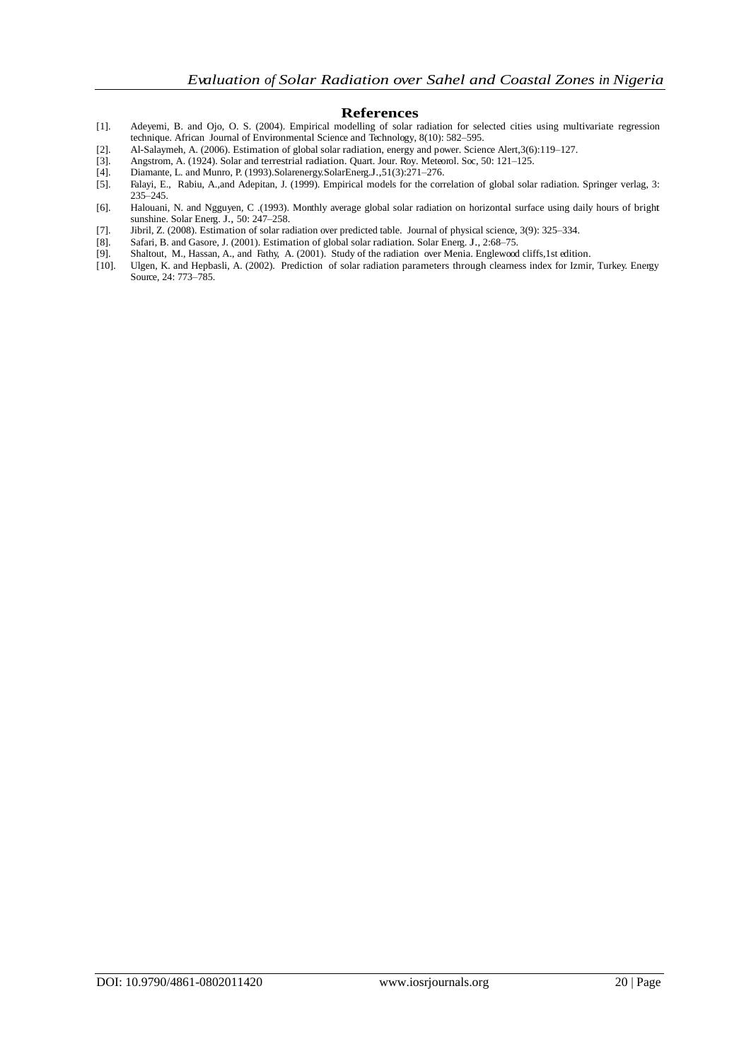## References

[1]. Adeyemi, B. and Ojo, O. S. (2004). Empirical modelling of solar radiation for selected cities using multivariate regression technique. African Journal of Environmental Science and Technology, 8(10): 582–595.

[2]. Al-Salaymeh, A. (2006). Estimation of global solar radiation, energy and power. Science Alert,3(6):119–127.

[3]. Angstrom, A. (1924). Solar and terrestrial radiation. Quart. Jour. Roy. Meteorol. Soc, 50: 121–125.

[4]. Diamante, L. and Munro, P. (1993).Solarenergy.SolarEnerg.J.,51(3):271–276.

[5]. Falayi, E., Rabiu, A.,and Adepitan, J. (1999). Empirical models for the correlation of global solar radiation. Springer verlag, 3: 235–245.

[6]. Halouani, N. and Ngguyen, C .(1993). Monthly average global solar radiation on horizontal surface using daily hours of bright sunshine. Solar Energ. J., 50: 247–258.

[7]. Jibril, Z. (2008). Estimation of solar radiation over predicted table. Journal of physical science, 3(9): 325–334.

[8]. Safari, B. and Gasore, J. (2001). Estimation of global solar radiation. Solar Energ. J., 2:68–75.

[9]. Shaltout, M., Hassan, A., and Fathy, A. (2001). Study of the radiation over Menia. Englewood cliffs,1st edition.

[10]. Ulgen, K. and Hepbasli, A. (2002). Prediction of solar radiation parameters through clearness index for Izmir, Turkey. Energy Source, 24: 773–785.